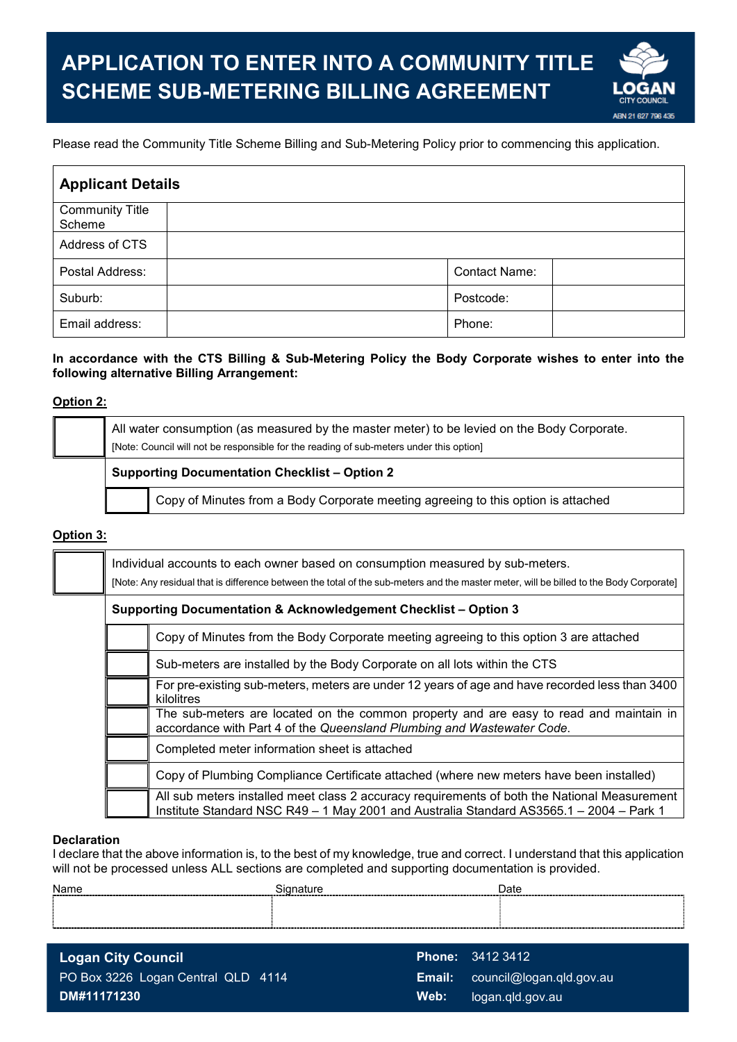# APPLICATION TO ENTER INTO A COMMUNITY TITLE SCHEME SUB-METERING BILLING AGREEMENT

LOGAN CITY COUNCIL
ABN 21 627 796 435

Please read the Community Title Scheme Billing and Sub-Metering Policy prior to commencing this application.

| **Applicant Details** | | | |
|---|---|---|---|
| Community Title Scheme | | | |
| Address of CTS | | | |
| Postal Address: | | Contact Name: | |
| Suburb: | | Postcode: | |
| Email address: | | Phone: | |

**In accordance with the CTS Billing & Sub-Metering Policy the Body Corporate wishes to enter into the following alternative Billing Arrangement:**

**Option 2:**

| | |
|---|---|
| ☐ | All water consumption (as measured by the master meter) to be levied on the Body Corporate.<br>[Note: Council will not be responsible for the reading of sub-meters under this option] |
| | **Supporting Documentation Checklist – Option 2** |
| ☐ | Copy of Minutes from a Body Corporate meeting agreeing to this option is attached |

**Option 3:**

| | |
|---|---|
| ☐ | Individual accounts to each owner based on consumption measured by sub-meters.<br>[Note: Any residual that is difference between the total of the sub-meters and the master meter, will be billed to the Body Corporate] |
| | **Supporting Documentation & Acknowledgement Checklist – Option 3** |
| ☐ | Copy of Minutes from the Body Corporate meeting agreeing to this option 3 are attached |
| ☐ | Sub-meters are installed by the Body Corporate on all lots within the CTS |
| ☐ | For pre-existing sub-meters, meters are under 12 years of age and have recorded less than 3400 kilolitres |
| ☐ | The sub-meters are located on the common property and are easy to read and maintain in accordance with Part 4 of the *Queensland Plumbing and Wastewater Code*. |
| ☐ | Completed meter information sheet is attached |
| ☐ | Copy of Plumbing Compliance Certificate attached (where new meters have been installed) |
| ☐ | All sub meters installed meet class 2 accuracy requirements of both the National Measurement Institute Standard NSC R49 – 1 May 2001 and Australia Standard AS3565.1 – 2004 – Park 1 |

**Declaration**

I declare that the above information is, to the best of my knowledge, true and correct. I understand that this application will not be processed unless ALL sections are completed and supporting documentation is provided.

| Name | Signature | Date |
|---|---|---|
| | | |

**Logan City Council**
PO Box 3226 Logan Central QLD 4114
**DM#11171230**

**Phone:** 3412 3412
**Email:** council@logan.qld.gov.au
**Web:** logan.qld.gov.au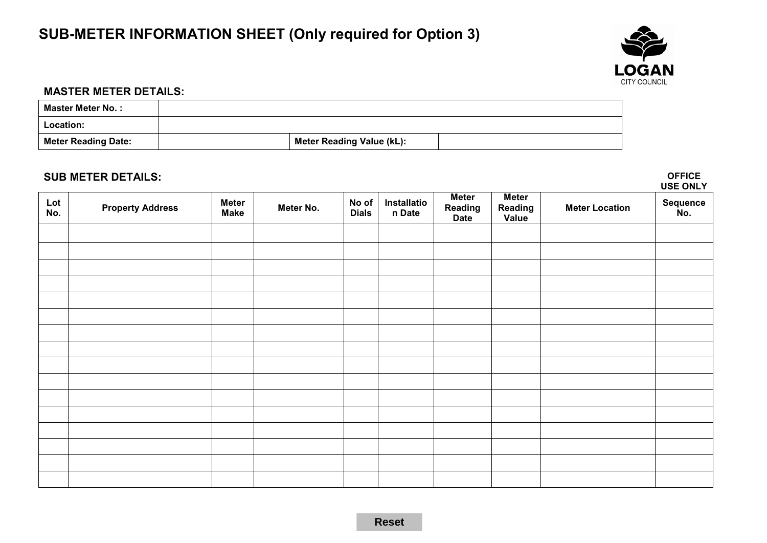# SUB-METER INFORMATION SHEET (Only required for Option 3)

LOGAN CITY COUNCIL

## MASTER METER DETAILS:

| | | | |
|---|---|---|---|
| **Master Meter No. :** | | | |
| **Location:** | | | |
| **Meter Reading Date:** | | **Meter Reading Value (kL):** | |

## SUB METER DETAILS:

| Lot No. | Property Address | Meter Make | Meter No. | No of Dials | Installation Date | Meter Reading Date | Meter Reading Value | Meter Location | OFFICE USE ONLY Sequence No. |
|---|---|---|---|---|---|---|---|---|---|
| | | | | | | | | | |
| | | | | | | | | | |
| | | | | | | | | | |
| | | | | | | | | | |
| | | | | | | | | | |
| | | | | | | | | | |
| | | | | | | | | | |
| | | | | | | | | | |
| | | | | | | | | | |
| | | | | | | | | | |
| | | | | | | | | | |
| | | | | | | | | | |
| | | | | | | | | | |
| | | | | | | | | | |
| | | | | | | | | | |
| | | | | | | | | | |

Reset